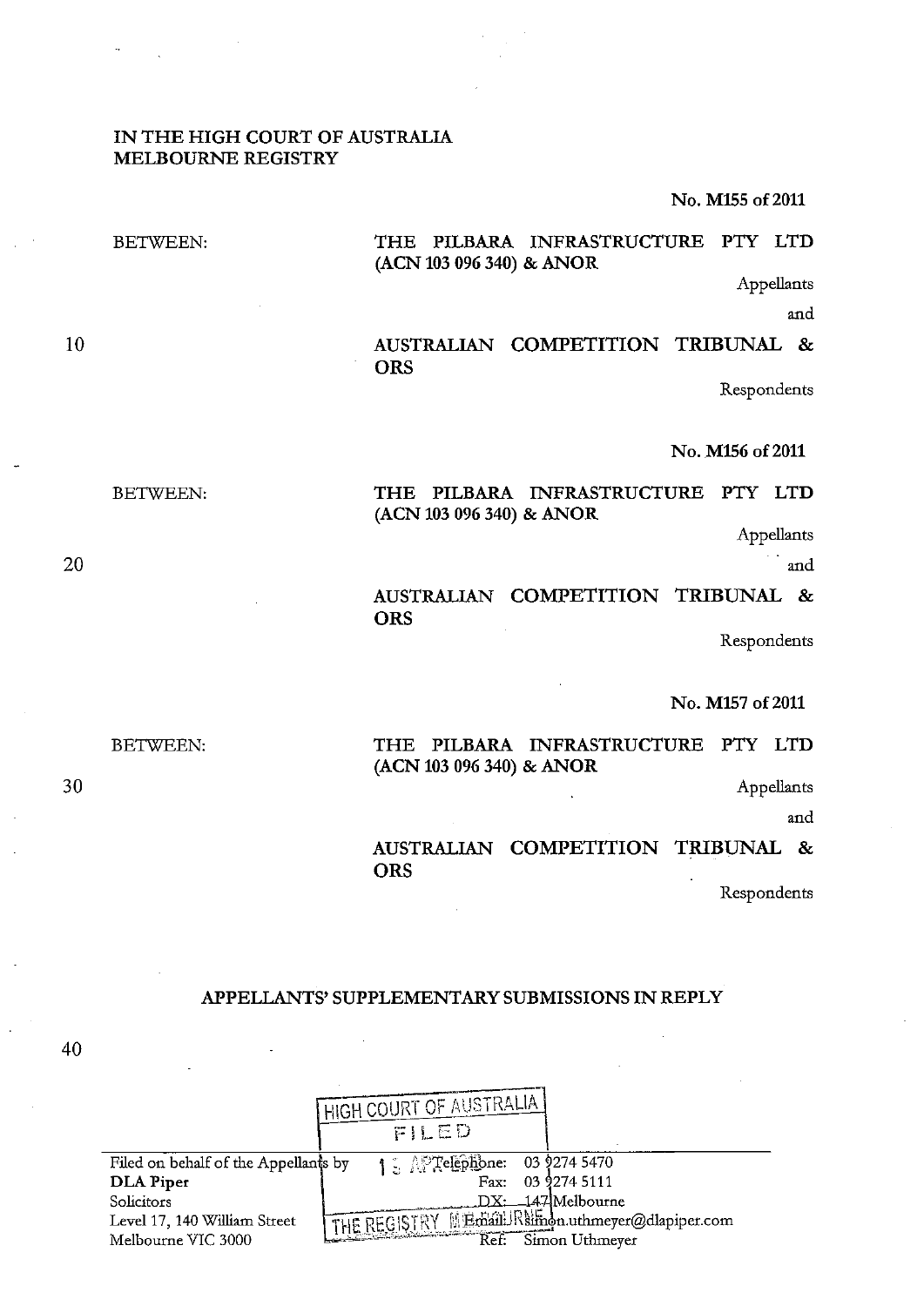IN THE HIGH COURT OF AUSTRALIA
MELBOURNE REGISTRY

No. M155 of 2011

BETWEEN:

THE PILBARA INFRASTRUCTURE PTY LTD (ACN 103 096 340) & ANOR

Appellants

and

AUSTRALIAN COMPETITION TRIBUNAL & ORS

Respondents

No. M156 of 2011

BETWEEN:

THE PILBARA INFRASTRUCTURE PTY LTD (ACN 103 096 340) & ANOR

Appellants

and

AUSTRALIAN COMPETITION TRIBUNAL & ORS

Respondents

No. M157 of 2011

BETWEEN:

THE PILBARA INFRASTRUCTURE PTY LTD (ACN 103 096 340) & ANOR

Appellants

and

AUSTRALIAN COMPETITION TRIBUNAL & ORS

Respondents

## APPELLANTS' SUPPLEMENTARY SUBMISSIONS IN REPLY

HIGH COURT OF AUSTRALIA
FILED
1 3 APR 2012
THE REGISTRY MELBOURNE

| Filed on behalf of the Appellants by | |
|---|---|
| **DLA Piper** | Telephone: 03 9274 5470 |
| Solicitors | Fax: 03 9274 5111 |
| Level 17, 140 William Street | DX: 147 Melbourne |
| Melbourne VIC 3000 | Email: simon.uthmeyer@dlapiper.com |
| | Ref: Simon Uthmeyer |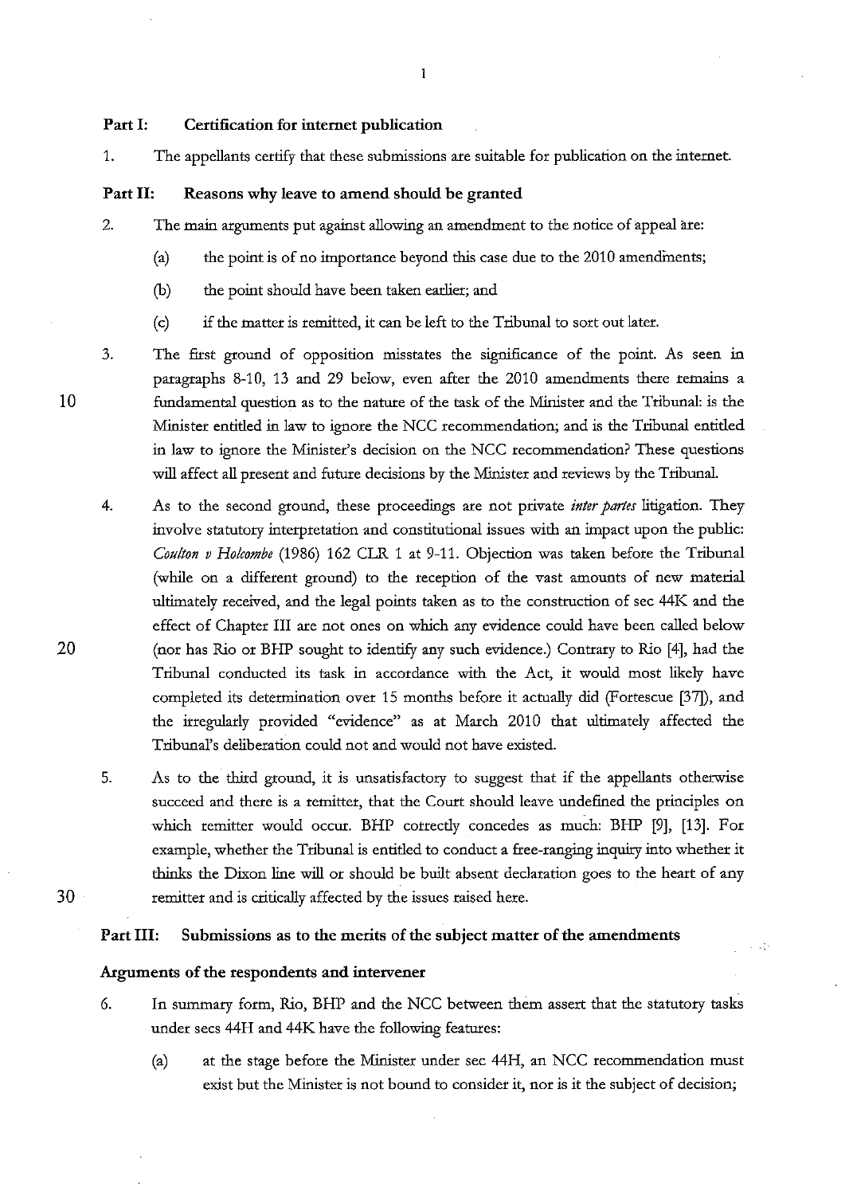**Part I: Certification for internet publication**

1. The appellants certify that these submissions are suitable for publication on the internet.

**Part II: Reasons why leave to amend should be granted**

2. The main arguments put against allowing an amendment to the notice of appeal are:

   (a) the point is of no importance beyond this case due to the 2010 amendments;

   (b) the point should have been taken earlier; and

   (c) if the matter is remitted, it can be left to the Tribunal to sort out later.

3. The first ground of opposition misstates the significance of the point. As seen in paragraphs 8-10, 13 and 29 below, even after the 2010 amendments there remains a fundamental question as to the nature of the task of the Minister and the Tribunal: is the Minister entitled in law to ignore the NCC recommendation; and is the Tribunal entitled in law to ignore the Minister's decision on the NCC recommendation? These questions will affect all present and future decisions by the Minister and reviews by the Tribunal.

4. As to the second ground, these proceedings are not private *inter partes* litigation. They involve statutory interpretation and constitutional issues with an impact upon the public: *Coulton v Holcombe* (1986) 162 CLR 1 at 9-11. Objection was taken before the Tribunal (while on a different ground) to the reception of the vast amounts of new material ultimately received, and the legal points taken as to the construction of sec 44K and the effect of Chapter III are not ones on which any evidence could have been called below (nor has Rio or BHP sought to identify any such evidence.) Contrary to Rio [4], had the Tribunal conducted its task in accordance with the Act, it would most likely have completed its determination over 15 months before it actually did (Fortescue [37]), and the irregularly provided "evidence" as at March 2010 that ultimately affected the Tribunal's deliberation could not and would not have existed.

5. As to the third ground, it is unsatisfactory to suggest that if the appellants otherwise succeed and there is a remitter, that the Court should leave undefined the principles on which remitter would occur. BHP correctly concedes as much: BHP [9], [13]. For example, whether the Tribunal is entitled to conduct a free-ranging inquiry into whether it thinks the Dixon line will or should be built absent declaration goes to the heart of any remitter and is critically affected by the issues raised here.

**Part III: Submissions as to the merits of the subject matter of the amendments**

**Arguments of the respondents and intervener**

6. In summary form, Rio, BHP and the NCC between them assert that the statutory tasks under secs 44H and 44K have the following features:

   (a) at the stage before the Minister under sec 44H, an NCC recommendation must exist but the Minister is not bound to consider it, nor is it the subject of decision;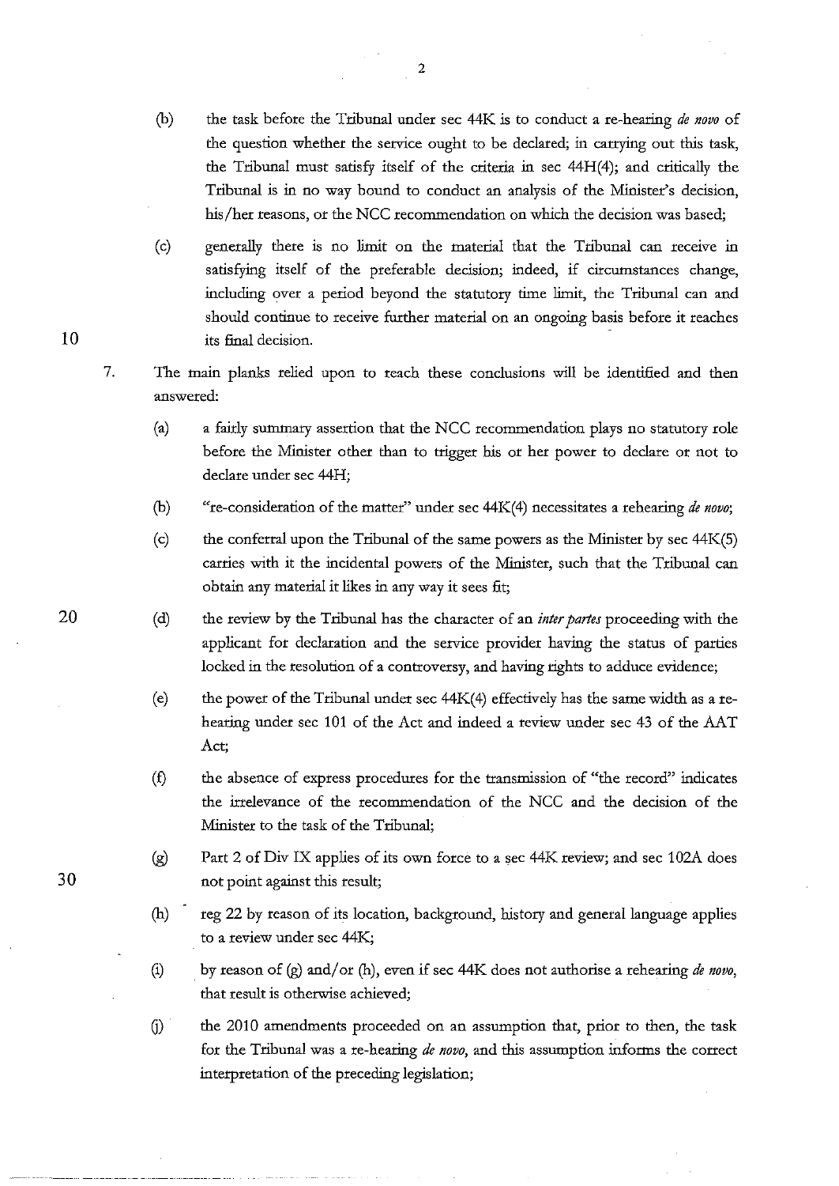(b) the task before the Tribunal under sec 44K is to conduct a re-hearing *de novo* of the question whether the service ought to be declared; in carrying out this task, the Tribunal must satisfy itself of the criteria in sec 44H(4); and critically the Tribunal is in no way bound to conduct an analysis of the Minister's decision, his/her reasons, or the NCC recommendation on which the decision was based;

(c) generally there is no limit on the material that the Tribunal can receive in satisfying itself of the preferable decision; indeed, if circumstances change, including over a period beyond the statutory time limit, the Tribunal can and should continue to receive further material on an ongoing basis before it reaches its final decision.

7. The main planks relied upon to reach these conclusions will be identified and then answered:

(a) a fairly summary assertion that the NCC recommendation plays no statutory role before the Minister other than to trigger his or her power to declare or not to declare under sec 44H;

(b) "re-consideration of the matter" under sec 44K(4) necessitates a rehearing *de novo*;

(c) the conferral upon the Tribunal of the same powers as the Minister by sec 44K(5) carries with it the incidental powers of the Minister, such that the Tribunal can obtain any material it likes in any way it sees fit;

(d) the review by the Tribunal has the character of an *inter partes* proceeding with the applicant for declaration and the service provider having the status of parties locked in the resolution of a controversy, and having rights to adduce evidence;

(e) the power of the Tribunal under sec 44K(4) effectively has the same width as a re-hearing under sec 101 of the Act and indeed a review under sec 43 of the AAT Act;

(f) the absence of express procedures for the transmission of "the record" indicates the irrelevance of the recommendation of the NCC and the decision of the Minister to the task of the Tribunal;

(g) Part 2 of Div IX applies of its own force to a sec 44K review; and sec 102A does not point against this result;

(h) reg 22 by reason of its location, background, history and general language applies to a review under sec 44K;

(i) by reason of (g) and/or (h), even if sec 44K does not authorise a rehearing *de novo*, that result is otherwise achieved;

(j) the 2010 amendments proceeded on an assumption that, prior to then, the task for the Tribunal was a re-hearing *de novo*, and this assumption informs the correct interpretation of the preceding legislation;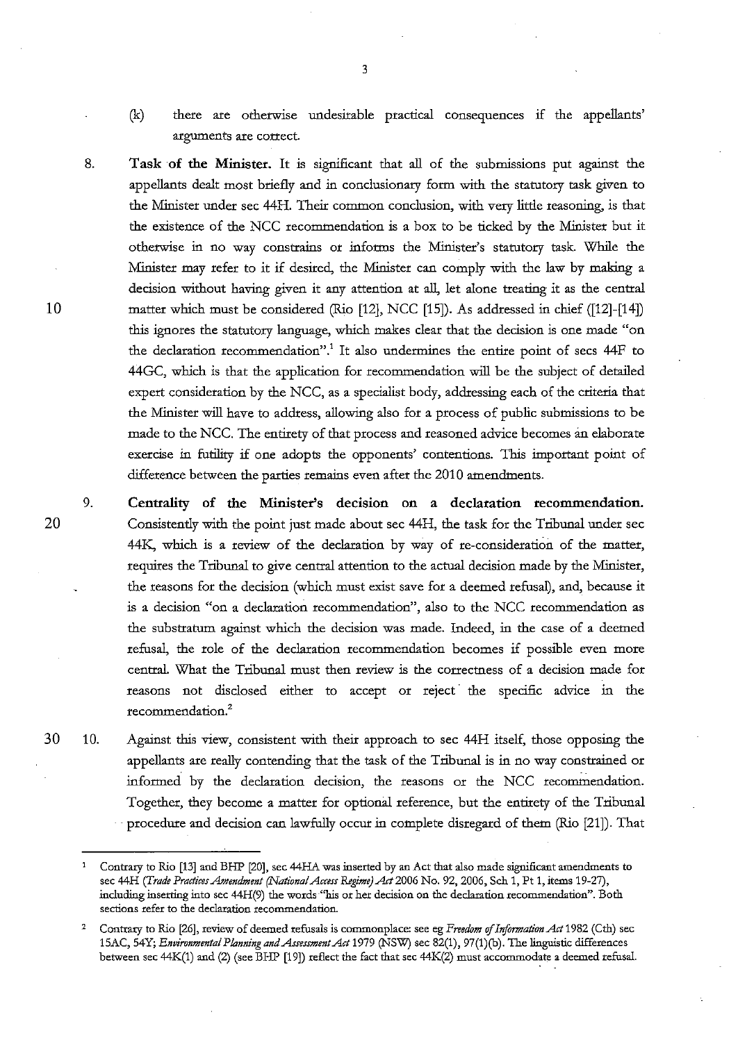(k) there are otherwise undesirable practical consequences if the appellants' arguments are correct.

8. **Task of the Minister.** It is significant that all of the submissions put against the appellants dealt most briefly and in conclusionary form with the statutory task given to the Minister under sec 44H. Their common conclusion, with very little reasoning, is that the existence of the NCC recommendation is a box to be ticked by the Minister but it otherwise in no way constrains or informs the Minister's statutory task. While the Minister may refer to it if desired, the Minister can comply with the law by making a decision without having given it any attention at all, let alone treating it as the central matter which must be considered (Rio [12], NCC [15]). As addressed in chief ([12]-[14]) this ignores the statutory language, which makes clear that the decision is one made "on the declaration recommendation".[1] It also undermines the entire point of secs 44F to 44GC, which is that the application for recommendation will be the subject of detailed expert consideration by the NCC, as a specialist body, addressing each of the criteria that the Minister will have to address, allowing also for a process of public submissions to be made to the NCC. The entirety of that process and reasoned advice becomes an elaborate exercise in futility if one adopts the opponents' contentions. This important point of difference between the parties remains even after the 2010 amendments.

9. **Centrality of the Minister's decision on a declaration recommendation.** Consistently with the point just made about sec 44H, the task for the Tribunal under sec 44K, which is a review of the declaration by way of re-consideration of the matter, requires the Tribunal to give central attention to the actual decision made by the Minister, the reasons for the decision (which must exist save for a deemed refusal), and, because it is a decision "on a declaration recommendation", also to the NCC recommendation as the substratum against which the decision was made. Indeed, in the case of a deemed refusal, the role of the declaration recommendation becomes if possible even more central. What the Tribunal must then review is the correctness of a decision made for reasons not disclosed either to accept or reject the specific advice in the recommendation.[2]

10. Against this view, consistent with their approach to sec 44H itself, those opposing the appellants are really contending that the task of the Tribunal is in no way constrained or informed by the declaration decision, the reasons or the NCC recommendation. Together, they become a matter for optional reference, but the entirety of the Tribunal procedure and decision can lawfully occur in complete disregard of them (Rio [21]). That

---

[1] Contrary to Rio [13] and BHP [20], sec 44HA was inserted by an Act that also made significant amendments to sec 44H (*Trade Practices Amendment (National Access Regime) Act* 2006 No. 92, 2006, Sch 1, Pt 1, items 19-27), including inserting into sec 44H(9) the words "his or her decision on the declaration recommendation". Both sections refer to the declaration recommendation.

[2] Contrary to Rio [26], review of deemed refusals is commonplace: see eg *Freedom of Information Act* 1982 (Cth) sec 15AC, 54Y; *Environmental Planning and Assessment Act* 1979 (NSW) sec 82(1), 97(1)(b). The linguistic differences between sec 44K(1) and (2) (see BHP [19]) reflect the fact that sec 44K(2) must accommodate a deemed refusal.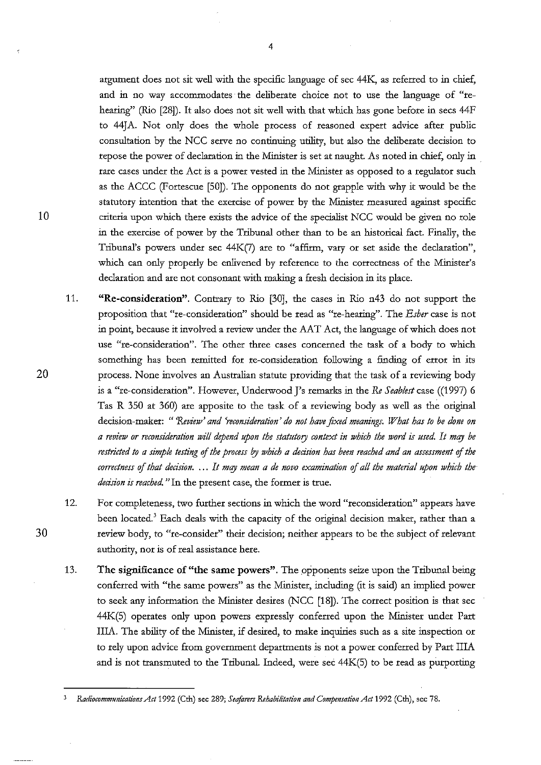argument does not sit well with the specific language of sec 44K, as referred to in chief, and in no way accommodates the deliberate choice not to use the language of "re-hearing" (Rio [28]). It also does not sit well with that which has gone before in secs 44F to 44JA. Not only does the whole process of reasoned expert advice after public consultation by the NCC serve no continuing utility, but also the deliberate decision to repose the power of declaration in the Minister is set at naught. As noted in chief, only in rare cases under the Act is a power vested in the Minister as opposed to a regulator such as the ACCC (Fortescue [50]). The opponents do not grapple with why it would be the statutory intention that the exercise of power by the Minister measured against specific criteria upon which there exists the advice of the specialist NCC would be given no role in the exercise of power by the Tribunal other than to be an historical fact. Finally, the Tribunal's powers under sec 44K(7) are to "affirm, vary or set aside the declaration", which can only properly be enlivened by reference to the correctness of the Minister's declaration and are not consonant with making a fresh decision in its place.

11. **"Re-consideration".** Contrary to Rio [30], the cases in Rio n43 do not support the proposition that "re-consideration" should be read as "re-hearing". The *Esber* case is not in point, because it involved a review under the AAT Act, the language of which does not use "re-consideration". The other three cases concerned the task of a body to which something has been remitted for re-consideration following a finding of error in its process. None involves an Australian statute providing that the task of a reviewing body is a "re-consideration". However, Underwood J's remarks in the *Re Seablest* case ((1997) 6 Tas R 350 at 360) are apposite to the task of a reviewing body as well as the original decision-maker: *"'Review' and 'reconsideration' do not have fixed meanings. What has to be done on a review or reconsideration will depend upon the statutory context in which the word is used. It may be restricted to a simple testing of the process by which a decision has been reached and an assessment of the correctness of that decision. … It may mean a de novo examination of all the material upon which the decision is reached."* In the present case, the former is true.

12. For completeness, two further sections in which the word "reconsideration" appears have been located.[3] Each deals with the capacity of the original decision maker, rather than a review body, to "re-consider" their decision; neither appears to be the subject of relevant authority, nor is of real assistance here.

13. **The significance of "the same powers".** The opponents seize upon the Tribunal being conferred with "the same powers" as the Minister, including (it is said) an implied power to seek any information the Minister desires (NCC [18]). The correct position is that sec 44K(5) operates only upon powers expressly conferred upon the Minister under Part IIIA. The ability of the Minister, if desired, to make inquiries such as a site inspection or to rely upon advice from government departments is not a power conferred by Part IIIA and is not transmuted to the Tribunal. Indeed, were sec 44K(5) to be read as purporting

---

[3] *Radiocommunications Act* 1992 (Cth) sec 289; *Seafarers Rehabilitation and Compensation Act* 1992 (Cth), sec 78.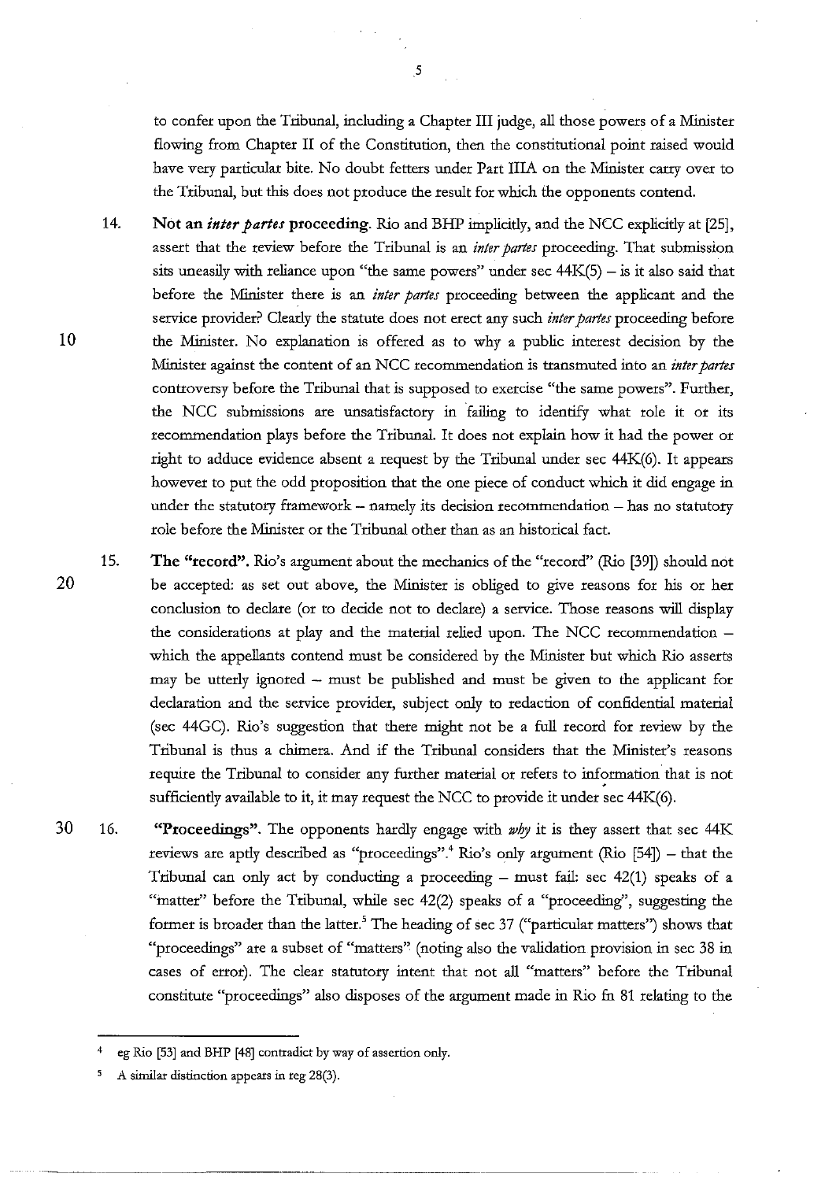to confer upon the Tribunal, including a Chapter III judge, all those powers of a Minister flowing from Chapter II of the Constitution, then the constitutional point raised would have very particular bite. No doubt fetters under Part IIIA on the Minister carry over to the Tribunal, but this does not produce the result for which the opponents contend.

14. **Not an *inter partes* proceeding**. Rio and BHP implicitly, and the NCC explicitly at [25], assert that the review before the Tribunal is an *inter partes* proceeding. That submission sits uneasily with reliance upon "the same powers" under sec 44K(5) – is it also said that before the Minister there is an *inter partes* proceeding between the applicant and the service provider? Clearly the statute does not erect any such *inter partes* proceeding before the Minister. No explanation is offered as to why a public interest decision by the Minister against the content of an NCC recommendation is transmuted into an *inter partes* controversy before the Tribunal that is supposed to exercise "the same powers". Further, the NCC submissions are unsatisfactory in failing to identify what role it or its recommendation plays before the Tribunal. It does not explain how it had the power or right to adduce evidence absent a request by the Tribunal under sec 44K(6). It appears however to put the odd proposition that the one piece of conduct which it did engage in under the statutory framework – namely its decision recommendation – has no statutory role before the Minister or the Tribunal other than as an historical fact.

15. **The "record"**. Rio's argument about the mechanics of the "record" (Rio [39]) should not be accepted: as set out above, the Minister is obliged to give reasons for his or her conclusion to declare (or to decide not to declare) a service. Those reasons will display the considerations at play and the material relied upon. The NCC recommendation – which the appellants contend must be considered by the Minister but which Rio asserts may be utterly ignored – must be published and must be given to the applicant for declaration and the service provider, subject only to redaction of confidential material (sec 44GC). Rio's suggestion that there might not be a full record for review by the Tribunal is thus a chimera. And if the Tribunal considers that the Minister's reasons require the Tribunal to consider any further material or refers to information that is not sufficiently available to it, it may request the NCC to provide it under sec 44K(6).

16. **"Proceedings"**. The opponents hardly engage with *why* it is they assert that sec 44K reviews are aptly described as "proceedings".[4] Rio's only argument (Rio [54]) – that the Tribunal can only act by conducting a proceeding – must fail: sec 42(1) speaks of a "matter" before the Tribunal, while sec 42(2) speaks of a "proceeding", suggesting the former is broader than the latter.[5] The heading of sec 37 ("particular matters") shows that "proceedings" are a subset of "matters" (noting also the validation provision in sec 38 in cases of error). The clear statutory intent that not all "matters" before the Tribunal constitute "proceedings" also disposes of the argument made in Rio fn 81 relating to the

---

[4] eg Rio [53] and BHP [48] contradict by way of assertion only.

[5] A similar distinction appears in reg 28(3).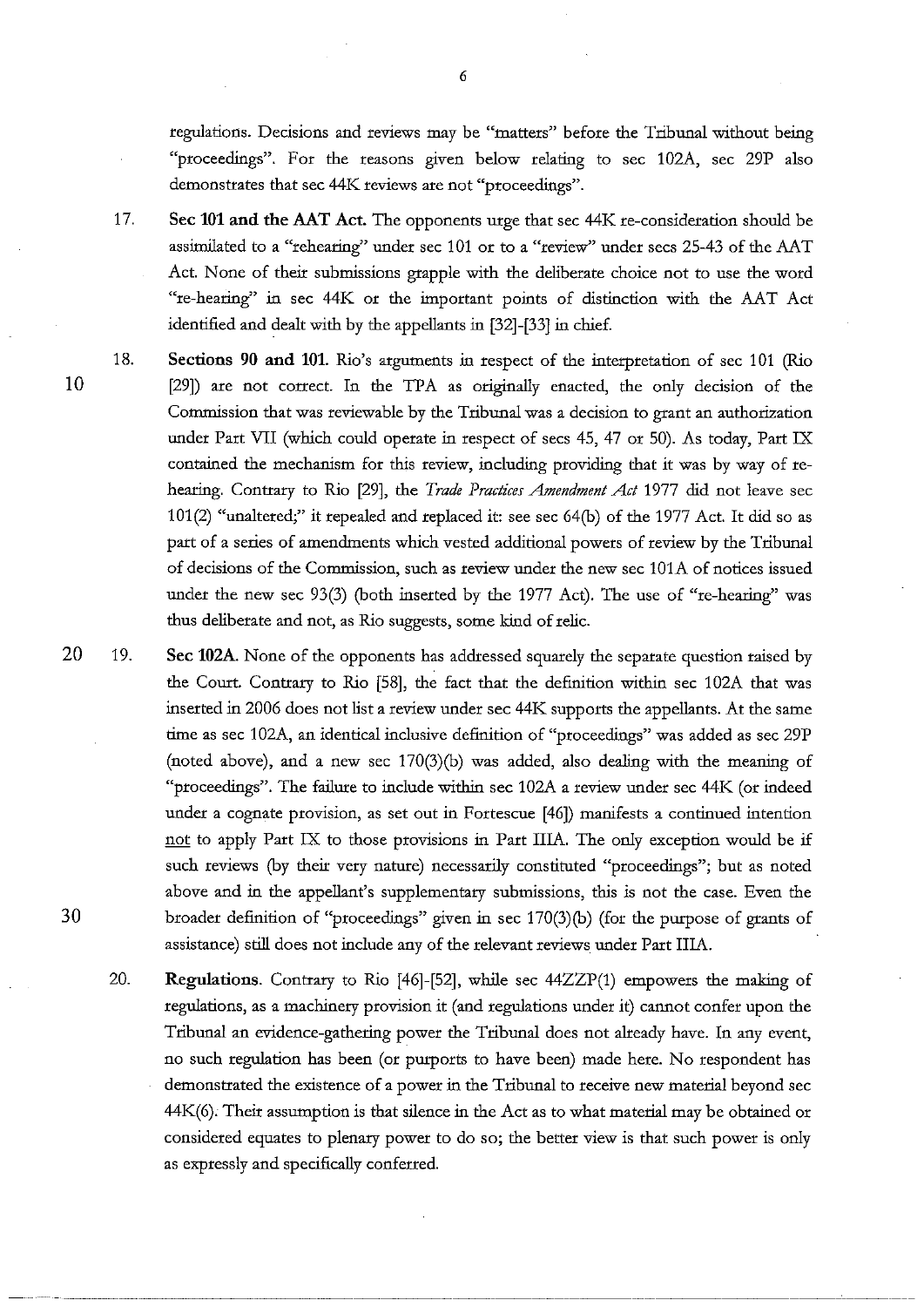regulations. Decisions and reviews may be "matters" before the Tribunal without being "proceedings". For the reasons given below relating to sec 102A, sec 29P also demonstrates that sec 44K reviews are not "proceedings".

17. **Sec 101 and the AAT Act.** The opponents urge that sec 44K re-consideration should be assimilated to a "rehearing" under sec 101 or to a "review" under secs 25-43 of the AAT Act. None of their submissions grapple with the deliberate choice not to use the word "re-hearing" in sec 44K or the important points of distinction with the AAT Act identified and dealt with by the appellants in [32]-[33] in chief.

18. **Sections 90 and 101.** Rio's arguments in respect of the interpretation of sec 101 (Rio [29]) are not correct. In the TPA as originally enacted, the only decision of the Commission that was reviewable by the Tribunal was a decision to grant an authorization under Part VII (which could operate in respect of secs 45, 47 or 50). As today, Part IX contained the mechanism for this review, including providing that it was by way of re-hearing. Contrary to Rio [29], the *Trade Practices Amendment Act* 1977 did not leave sec 101(2) "unaltered;" it repealed and replaced it: see sec 64(b) of the 1977 Act. It did so as part of a series of amendments which vested additional powers of review by the Tribunal of decisions of the Commission, such as review under the new sec 101A of notices issued under the new sec 93(3) (both inserted by the 1977 Act). The use of "re-hearing" was thus deliberate and not, as Rio suggests, some kind of relic.

19. **Sec 102A.** None of the opponents has addressed squarely the separate question raised by the Court. Contrary to Rio [58], the fact that the definition within sec 102A that was inserted in 2006 does not list a review under sec 44K supports the appellants. At the same time as sec 102A, an identical inclusive definition of "proceedings" was added as sec 29P (noted above), and a new sec 170(3)(b) was added, also dealing with the meaning of "proceedings". The failure to include within sec 102A a review under sec 44K (or indeed under a cognate provision, as set out in Fortescue [46]) manifests a continued intention not to apply Part IX to those provisions in Part IIIA. The only exception would be if such reviews (by their very nature) necessarily constituted "proceedings"; but as noted above and in the appellant's supplementary submissions, this is not the case. Even the broader definition of "proceedings" given in sec 170(3)(b) (for the purpose of grants of assistance) still does not include any of the relevant reviews under Part IIIA.

20. **Regulations.** Contrary to Rio [46]-[52], while sec 44ZZP(1) empowers the making of regulations, as a machinery provision it (and regulations under it) cannot confer upon the Tribunal an evidence-gathering power the Tribunal does not already have. In any event, no such regulation has been (or purports to have been) made here. No respondent has demonstrated the existence of a power in the Tribunal to receive new material beyond sec 44K(6). Their assumption is that silence in the Act as to what material may be obtained or considered equates to plenary power to do so; the better view is that such power is only as expressly and specifically conferred.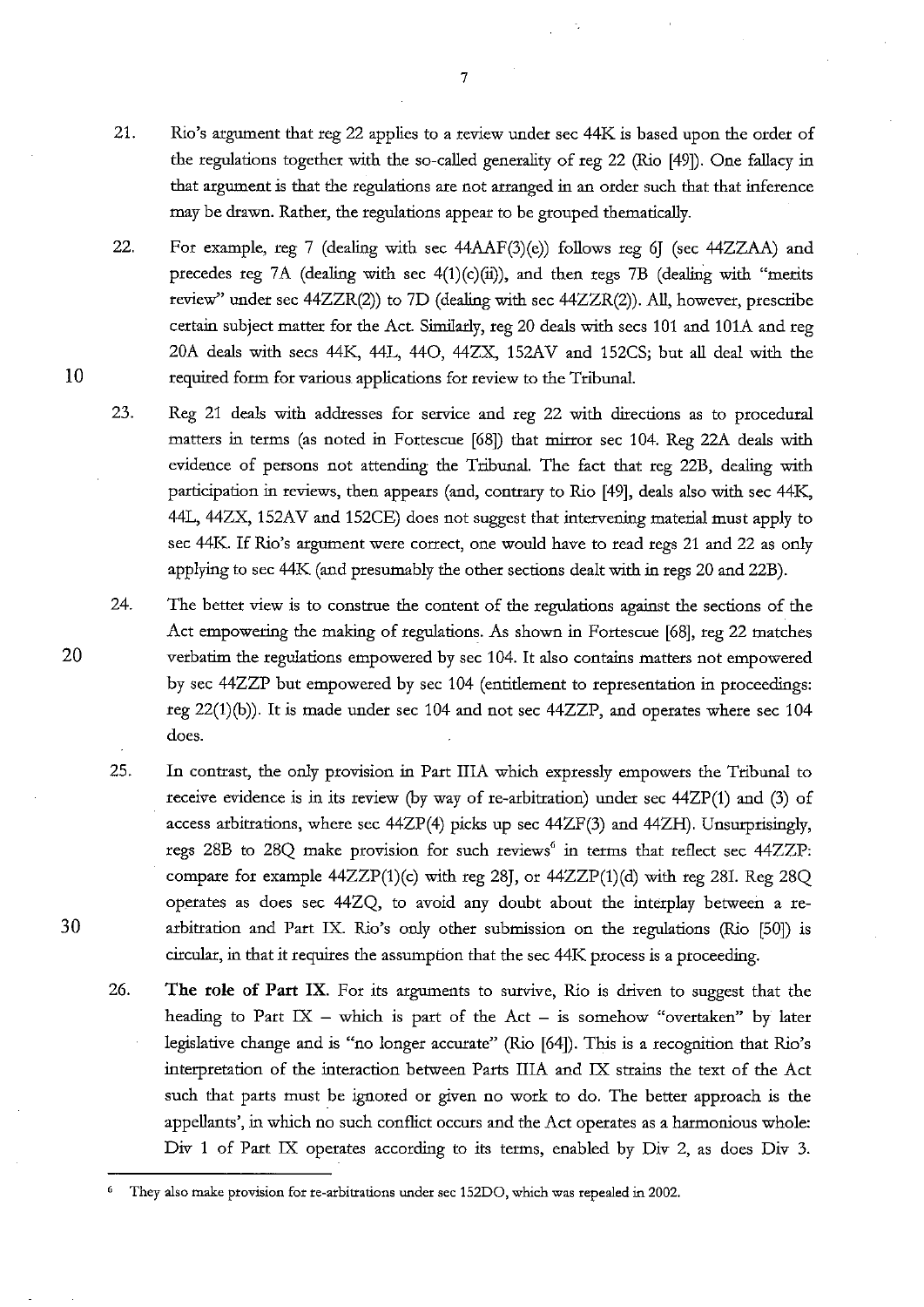21. Rio's argument that reg 22 applies to a review under sec 44K is based upon the order of the regulations together with the so-called generality of reg 22 (Rio [49]). One fallacy in that argument is that the regulations are not arranged in an order such that that inference may be drawn. Rather, the regulations appear to be grouped thematically.

22. For example, reg 7 (dealing with sec 44AAF(3)(e)) follows reg 6J (sec 44ZZAA) and precedes reg 7A (dealing with sec 4(1)(c)(ii)), and then regs 7B (dealing with "merits review" under sec 44ZZR(2)) to 7D (dealing with sec 44ZZR(2)). All, however, prescribe certain subject matter for the Act. Similarly, reg 20 deals with secs 101 and 101A and reg 20A deals with secs 44K, 44L, 44O, 44ZX, 152AV and 152CS; but all deal with the required form for various applications for review to the Tribunal.

23. Reg 21 deals with addresses for service and reg 22 with directions as to procedural matters in terms (as noted in Fortescue [68]) that mirror sec 104. Reg 22A deals with evidence of persons not attending the Tribunal. The fact that reg 22B, dealing with participation in reviews, then appears (and, contrary to Rio [49], deals also with sec 44K, 44L, 44ZX, 152AV and 152CE) does not suggest that intervening material must apply to sec 44K. If Rio's argument were correct, one would have to read regs 21 and 22 as only applying to sec 44K (and presumably the other sections dealt with in regs 20 and 22B).

24. The better view is to construe the content of the regulations against the sections of the Act empowering the making of regulations. As shown in Fortescue [68], reg 22 matches verbatim the regulations empowered by sec 104. It also contains matters not empowered by sec 44ZZP but empowered by sec 104 (entitlement to representation in proceedings: reg 22(1)(b)). It is made under sec 104 and not sec 44ZZP, and operates where sec 104 does.

25. In contrast, the only provision in Part IIIA which expressly empowers the Tribunal to receive evidence is in its review (by way of re-arbitration) under sec 44ZP(1) and (3) of access arbitrations, where sec 44ZP(4) picks up sec 44ZF(3) and 44ZH). Unsurprisingly, regs 28B to 28Q make provision for such reviews[6] in terms that reflect sec 44ZZP: compare for example 44ZZP(1)(c) with reg 28J, or 44ZZP(1)(d) with reg 28I. Reg 28Q operates as does sec 44ZQ, to avoid any doubt about the interplay between a re-arbitration and Part IX. Rio's only other submission on the regulations (Rio [50]) is circular, in that it requires the assumption that the sec 44K process is a proceeding.

26. **The role of Part IX.** For its arguments to survive, Rio is driven to suggest that the heading to Part IX – which is part of the Act – is somehow "overtaken" by later legislative change and is "no longer accurate" (Rio [64]). This is a recognition that Rio's interpretation of the interaction between Parts IIIA and IX strains the text of the Act such that parts must be ignored or given no work to do. The better approach is the appellants', in which no such conflict occurs and the Act operates as a harmonious whole: Div 1 of Part IX operates according to its terms, enabled by Div 2, as does Div 3.

---

[6] They also make provision for re-arbitrations under sec 152DO, which was repealed in 2002.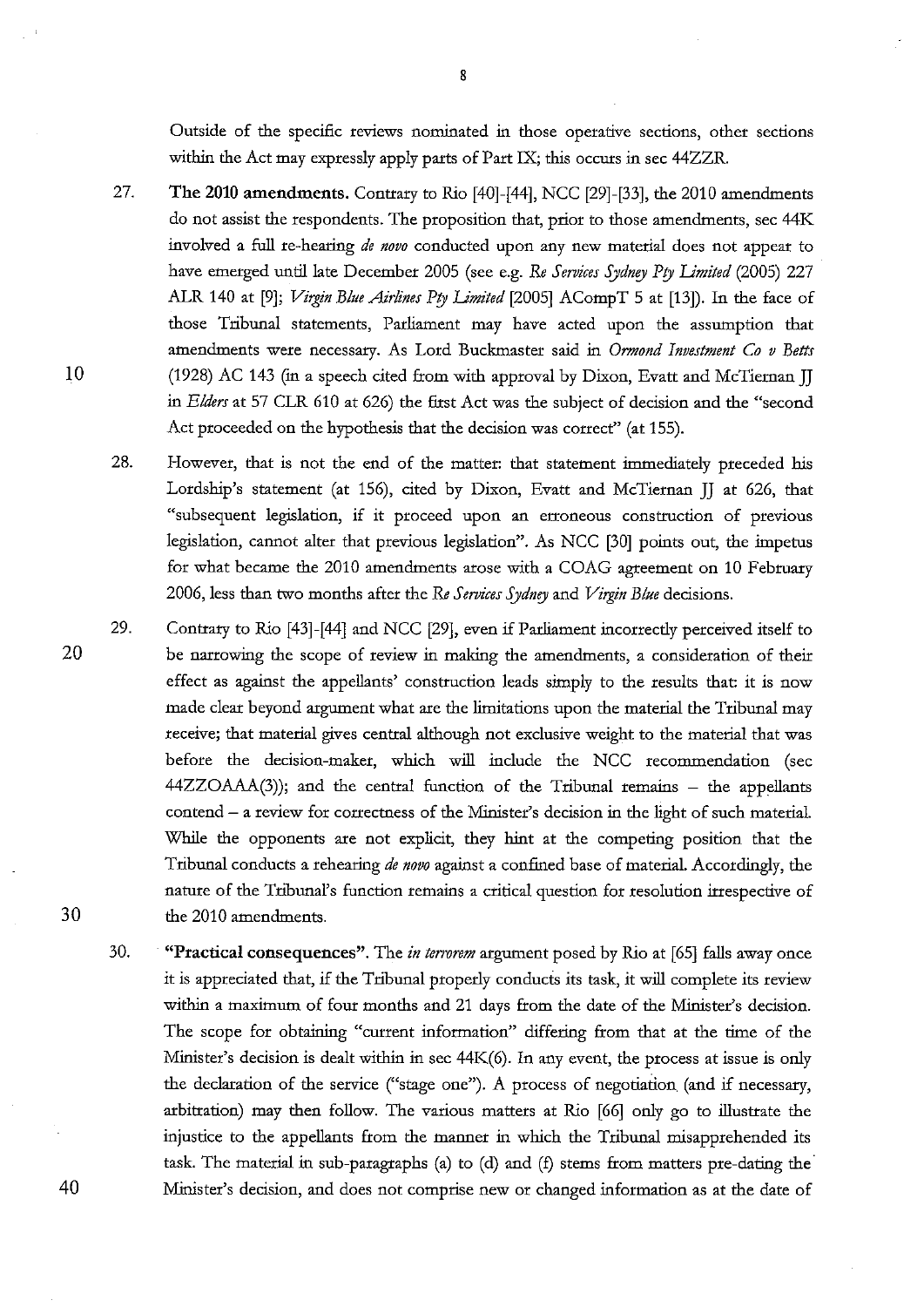Outside of the specific reviews nominated in those operative sections, other sections within the Act may expressly apply parts of Part IX; this occurs in sec 44ZZR.

27. **The 2010 amendments.** Contrary to Rio [40]-[44], NCC [29]-[33], the 2010 amendments do not assist the respondents. The proposition that, prior to those amendments, sec 44K involved a full re-hearing *de novo* conducted upon any new material does not appear to have emerged until late December 2005 (see e.g. *Re Services Sydney Pty Limited* (2005) 227 ALR 140 at [9]; *Virgin Blue Airlines Pty Limited* [2005] ACompT 5 at [13]). In the face of those Tribunal statements, Parliament may have acted upon the assumption that amendments were necessary. As Lord Buckmaster said in *Ormond Investment Co v Betts* (1928) AC 143 (in a speech cited from with approval by Dixon, Evatt and McTiernan JJ in *Elders* at 57 CLR 610 at 626) the first Act was the subject of decision and the "second Act proceeded on the hypothesis that the decision was correct" (at 155).

28. However, that is not the end of the matter: that statement immediately preceded his Lordship's statement (at 156), cited by Dixon, Evatt and McTiernan JJ at 626, that "subsequent legislation, if it proceed upon an erroneous construction of previous legislation, cannot alter that previous legislation". As NCC [30] points out, the impetus for what became the 2010 amendments arose with a COAG agreement on 10 February 2006, less than two months after the *Re Services Sydney* and *Virgin Blue* decisions.

29. Contrary to Rio [43]-[44] and NCC [29], even if Parliament incorrectly perceived itself to be narrowing the scope of review in making the amendments, a consideration of their effect as against the appellants' construction leads simply to the results that: it is now made clear beyond argument what are the limitations upon the material the Tribunal may receive; that material gives central although not exclusive weight to the material that was before the decision-maker, which will include the NCC recommendation (sec 44ZZOAAA(3)); and the central function of the Tribunal remains – the appellants contend – a review for correctness of the Minister's decision in the light of such material. While the opponents are not explicit, they hint at the competing position that the Tribunal conducts a rehearing *de novo* against a confined base of material. Accordingly, the nature of the Tribunal's function remains a critical question for resolution irrespective of the 2010 amendments.

30. **"Practical consequences".** The *in terrorem* argument posed by Rio at [65] falls away once it is appreciated that, if the Tribunal properly conducts its task, it will complete its review within a maximum of four months and 21 days from the date of the Minister's decision. The scope for obtaining "current information" differing from that at the time of the Minister's decision is dealt within in sec 44K(6). In any event, the process at issue is only the declaration of the service ("stage one"). A process of negotiation (and if necessary, arbitration) may then follow. The various matters at Rio [66] only go to illustrate the injustice to the appellants from the manner in which the Tribunal misapprehended its task. The material in sub-paragraphs (a) to (d) and (f) stems from matters pre-dating the Minister's decision, and does not comprise new or changed information as at the date of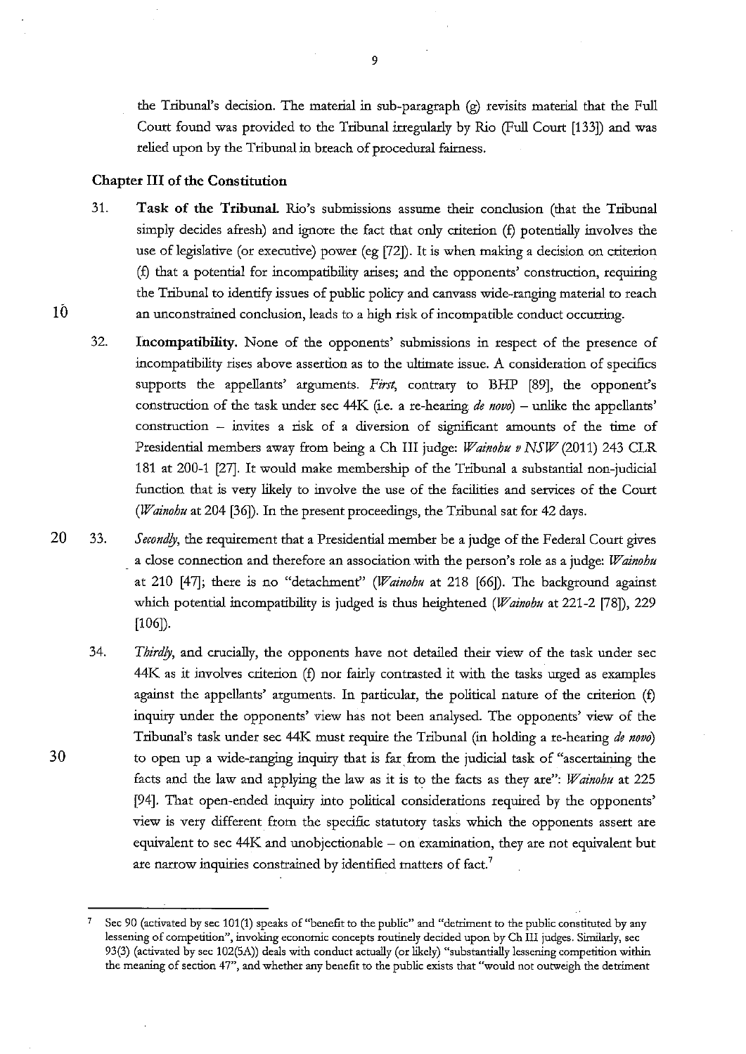the Tribunal's decision. The material in sub-paragraph (g) revisits material that the Full Court found was provided to the Tribunal irregularly by Rio (Full Court [133]) and was relied upon by the Tribunal in breach of procedural fairness.

**Chapter III of the Constitution**

31. **Task of the Tribunal.** Rio's submissions assume their conclusion (that the Tribunal simply decides afresh) and ignore the fact that only criterion (f) potentially involves the use of legislative (or executive) power (eg [72]). It is when making a decision on criterion (f) that a potential for incompatibility arises; and the opponents' construction, requiring the Tribunal to identify issues of public policy and canvass wide-ranging material to reach an unconstrained conclusion, leads to a high risk of incompatible conduct occurring.

32. **Incompatibility.** None of the opponents' submissions in respect of the presence of incompatibility rises above assertion as to the ultimate issue. A consideration of specifics supports the appellants' arguments. *First*, contrary to BHP [89], the opponent's construction of the task under sec 44K (i.e. a re-hearing *de novo*) – unlike the appellants' construction – invites a risk of a diversion of significant amounts of the time of Presidential members away from being a Ch III judge: *Wainohu v NSW* (2011) 243 CLR 181 at 200-1 [27]. It would make membership of the Tribunal a substantial non-judicial function that is very likely to involve the use of the facilities and services of the Court (*Wainohu* at 204 [36]). In the present proceedings, the Tribunal sat for 42 days.

33. *Secondly*, the requirement that a Presidential member be a judge of the Federal Court gives a close connection and therefore an association with the person's role as a judge: *Wainohu* at 210 [47]; there is no "detachment" (*Wainohu* at 218 [66]). The background against which potential incompatibility is judged is thus heightened (*Wainohu* at 221-2 [78]), 229 [106]).

34. *Thirdly*, and crucially, the opponents have not detailed their view of the task under sec 44K as it involves criterion (f) nor fairly contrasted it with the tasks urged as examples against the appellants' arguments. In particular, the political nature of the criterion (f) inquiry under the opponents' view has not been analysed. The opponents' view of the Tribunal's task under sec 44K must require the Tribunal (in holding a re-hearing *de novo*) to open up a wide-ranging inquiry that is far from the judicial task of "ascertaining the facts and the law and applying the law as it is to the facts as they are": *Wainohu* at 225 [94]. That open-ended inquiry into political considerations required by the opponents' view is very different from the specific statutory tasks which the opponents assert are equivalent to sec 44K and unobjectionable – on examination, they are not equivalent but are narrow inquiries constrained by identified matters of fact.[7]

---

[7] Sec 90 (activated by sec 101(1) speaks of "benefit to the public" and "detriment to the public constituted by any lessening of competition", invoking economic concepts routinely decided upon by Ch III judges. Similarly, sec 93(3) (activated by sec 102(5A)) deals with conduct actually (or likely) "substantially lessening competition within the meaning of section 47", and whether any benefit to the public exists that "would not outweigh the detriment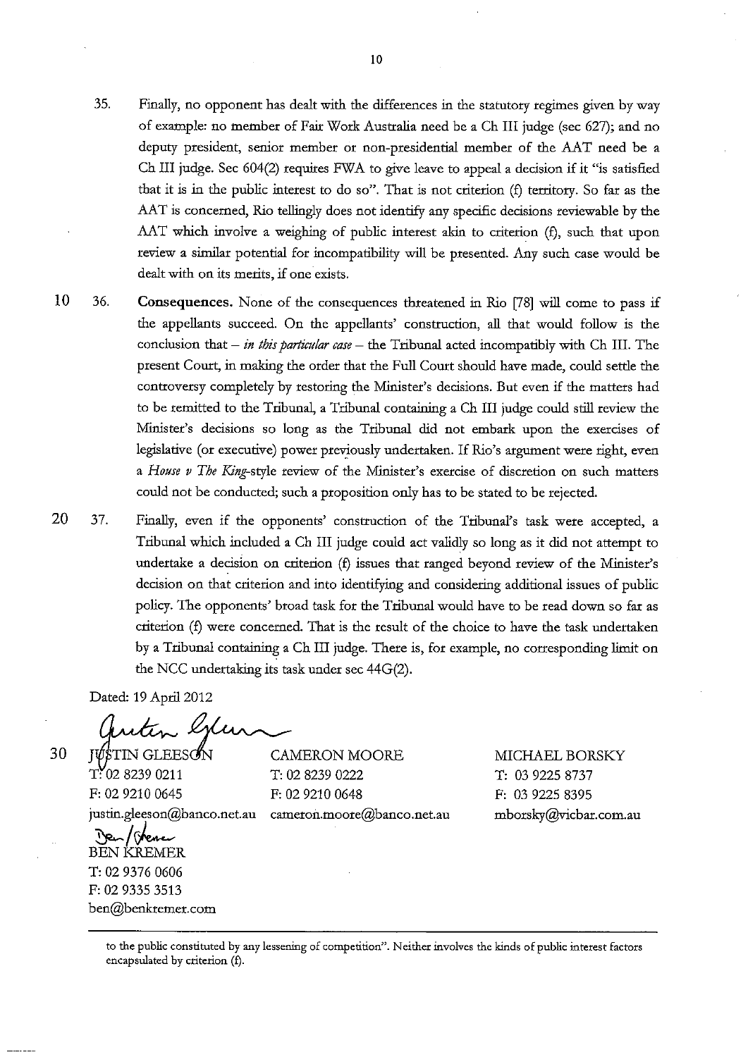35. Finally, no opponent has dealt with the differences in the statutory regimes given by way of example: no member of Fair Work Australia need be a Ch III judge (sec 627); and no deputy president, senior member or non-presidential member of the AAT need be a Ch III judge. Sec 604(2) requires FWA to give leave to appeal a decision if it "is satisfied that it is in the public interest to do so". That is not criterion (f) territory. So far as the AAT is concerned, Rio tellingly does not identify any specific decisions reviewable by the AAT which involve a weighing of public interest akin to criterion (f), such that upon review a similar potential for incompatibility will be presented. Any such case would be dealt with on its merits, if one exists.

36. **Consequences.** None of the consequences threatened in Rio [78] will come to pass if the appellants succeed. On the appellants' construction, all that would follow is the conclusion that – *in this particular case* – the Tribunal acted incompatibly with Ch III. The present Court, in making the order that the Full Court should have made, could settle the controversy completely by restoring the Minister's decisions. But even if the matters had to be remitted to the Tribunal, a Tribunal containing a Ch III judge could still review the Minister's decisions so long as the Tribunal did not embark upon the exercises of legislative (or executive) power previously undertaken. If Rio's argument were right, even a *House v The King*-style review of the Minister's exercise of discretion on such matters could not be conducted; such a proposition only has to be stated to be rejected.

37. Finally, even if the opponents' construction of the Tribunal's task were accepted, a Tribunal which included a Ch III judge could act validly so long as it did not attempt to undertake a decision on criterion (f) issues that ranged beyond review of the Minister's decision on that criterion and into identifying and considering additional issues of public policy. The opponents' broad task for the Tribunal would have to be read down so far as criterion (f) were concerned. That is the result of the choice to have the task undertaken by a Tribunal containing a Ch III judge. There is, for example, no corresponding limit on the NCC undertaking its task under sec 44G(2).

Dated: 19 April 2012

JUSTIN GLEESON
T: 02 8239 0211
F: 02 9210 0645
justin.gleeson@banco.net.au

CAMERON MOORE
T: 02 8239 0222
F: 02 9210 0648
cameron.moore@banco.net.au

MICHAEL BORSKY
T: 03 9225 8737
F: 03 9225 8395
mborsky@vicbar.com.au

BEN KREMER
T: 02 9376 0606
F: 02 9335 3513
ben@benkremer.com

---

to the public constituted by any lessening of competition". Neither involves the kinds of public interest factors encapsulated by criterion (f).